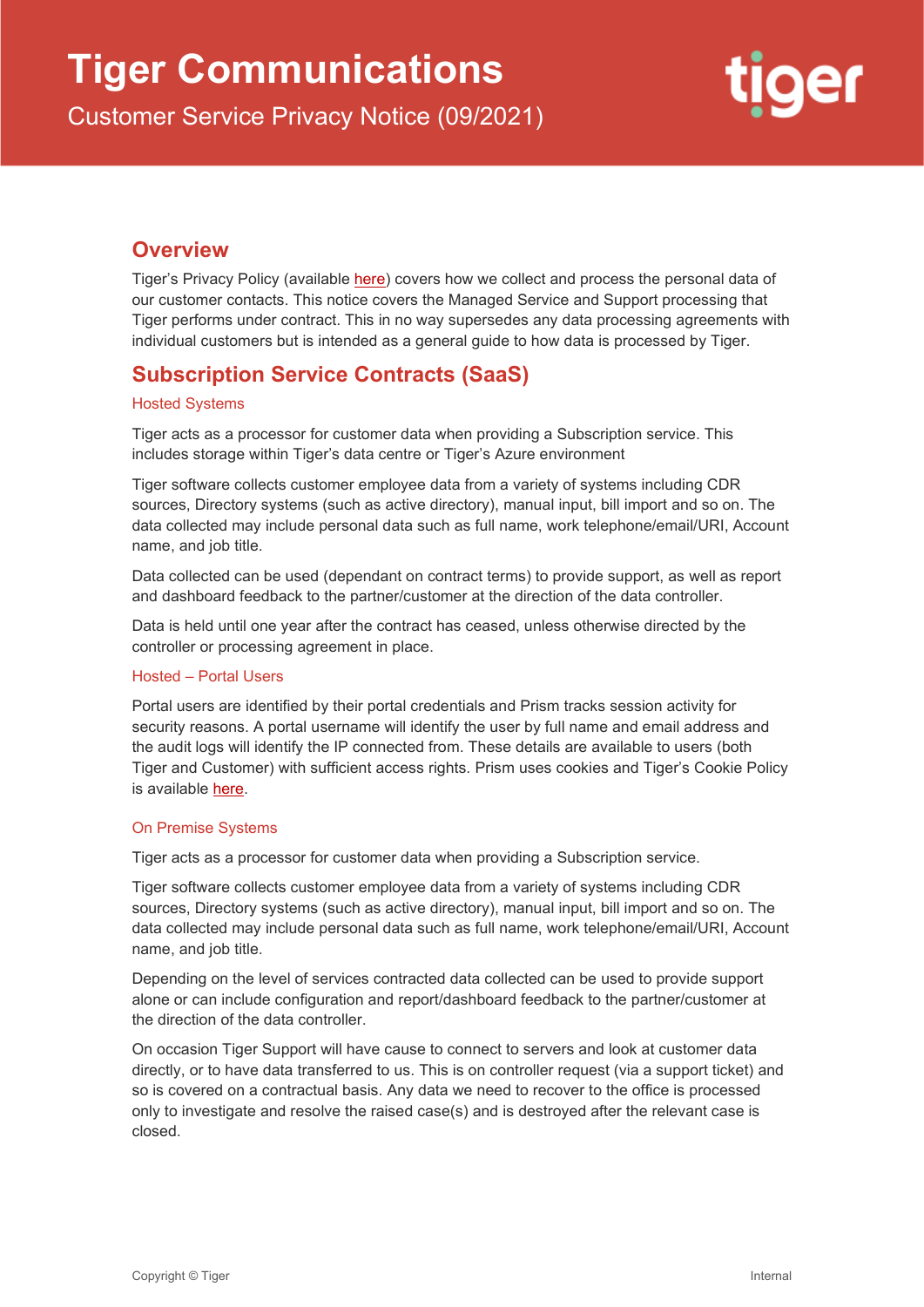# Tiger Communications

Customer Service Privacy Notice (09/2021)

## Overview

Tiger's Privacy Policy (available here) covers how we collect and process the personal data of our customer contacts. This notice covers the Managed Service and Support processing that Tiger performs under contract. This in no way supersedes any data processing agreements with individual customers but is intended as a general guide to how data is processed by Tiger.

## Subscription Service Contracts (SaaS)

### Hosted Systems

Tiger acts as a processor for customer data when providing a Subscription service. This includes storage within Tiger's data centre or Tiger's Azure environment

Tiger software collects customer employee data from a variety of systems including CDR sources, Directory systems (such as active directory), manual input, bill import and so on. The data collected may include personal data such as full name, work telephone/email/URI, Account name, and job title.

Data collected can be used (dependant on contract terms) to provide support, as well as report and dashboard feedback to the partner/customer at the direction of the data controller.

Data is held until one year after the contract has ceased, unless otherwise directed by the controller or processing agreement in place.

### Hosted – Portal Users

Portal users are identified by their portal credentials and Prism tracks session activity for security reasons. A portal username will identify the user by full name and email address and the audit logs will identify the IP connected from. These details are available to users (both Tiger and Customer) with sufficient access rights. Prism uses cookies and Tiger's Cookie Policy is available here.

### On Premise Systems

Tiger acts as a processor for customer data when providing a Subscription service.

Tiger software collects customer employee data from a variety of systems including CDR sources, Directory systems (such as active directory), manual input, bill import and so on. The data collected may include personal data such as full name, work telephone/email/URI, Account name, and job title.

Depending on the level of services contracted data collected can be used to provide support alone or can include configuration and report/dashboard feedback to the partner/customer at the direction of the data controller.

On occasion Tiger Support will have cause to connect to servers and look at customer data directly, or to have data transferred to us. This is on controller request (via a support ticket) and so is covered on a contractual basis. Any data we need to recover to the office is processed only to investigate and resolve the raised case(s) and is destroyed after the relevant case is closed.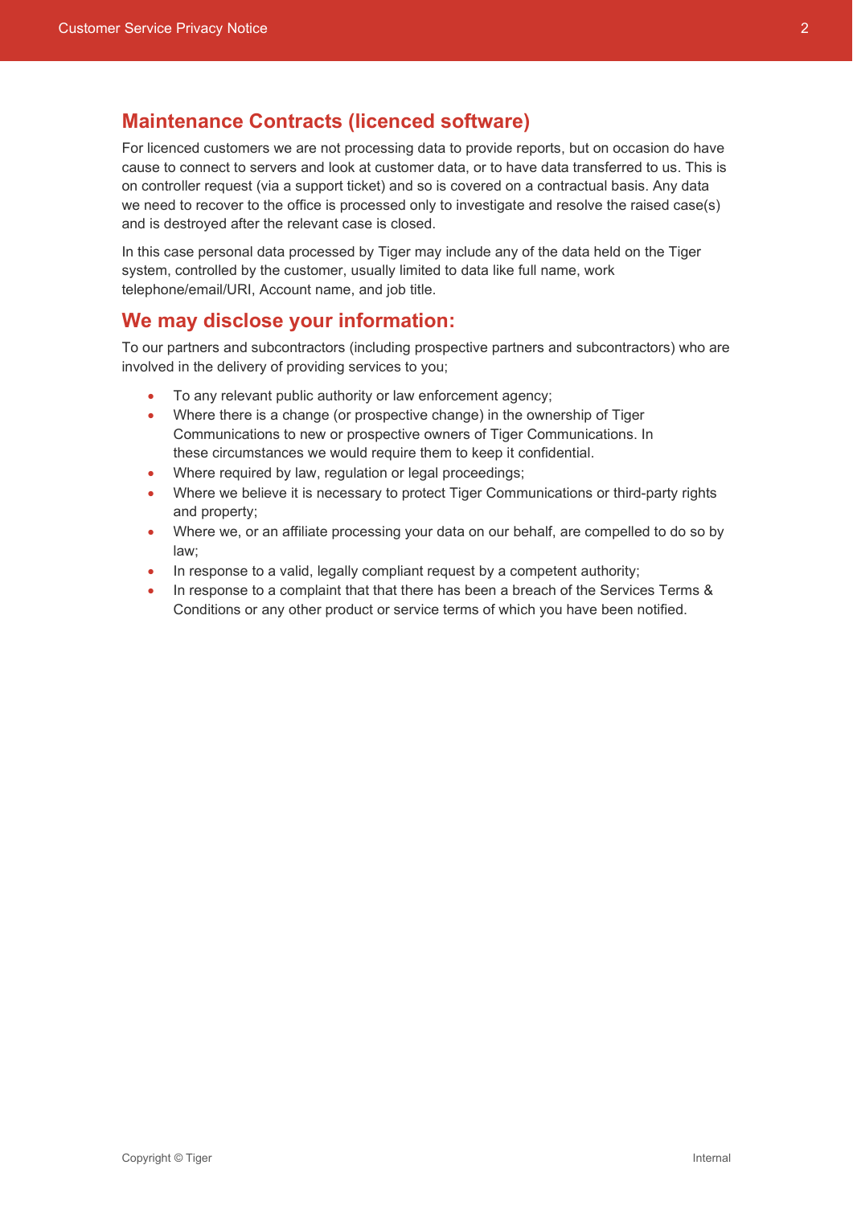## Maintenance Contracts (licenced software)

For licenced customers we are not processing data to provide reports, but on occasion do have cause to connect to servers and look at customer data, or to have data transferred to us. This is on controller request (via a support ticket) and so is covered on a contractual basis. Any data we need to recover to the office is processed only to investigate and resolve the raised case(s) and is destroyed after the relevant case is closed.

In this case personal data processed by Tiger may include any of the data held on the Tiger system, controlled by the customer, usually limited to data like full name, work telephone/email/URI, Account name, and job title.

## We may disclose your information:

To our partners and subcontractors (including prospective partners and subcontractors) who are involved in the delivery of providing services to you;

- To any relevant public authority or law enforcement agency;
- Where there is a change (or prospective change) in the ownership of Tiger Communications to new or prospective owners of Tiger Communications. In these circumstances we would require them to keep it confidential.
- Where required by law, regulation or legal proceedings;
- Where we believe it is necessary to protect Tiger Communications or third-party rights and property;
- Where we, or an affiliate processing your data on our behalf, are compelled to do so by law;
- In response to a valid, legally compliant request by a competent authority;
- In response to a complaint that that there has been a breach of the Services Terms & Conditions or any other product or service terms of which you have been notified.